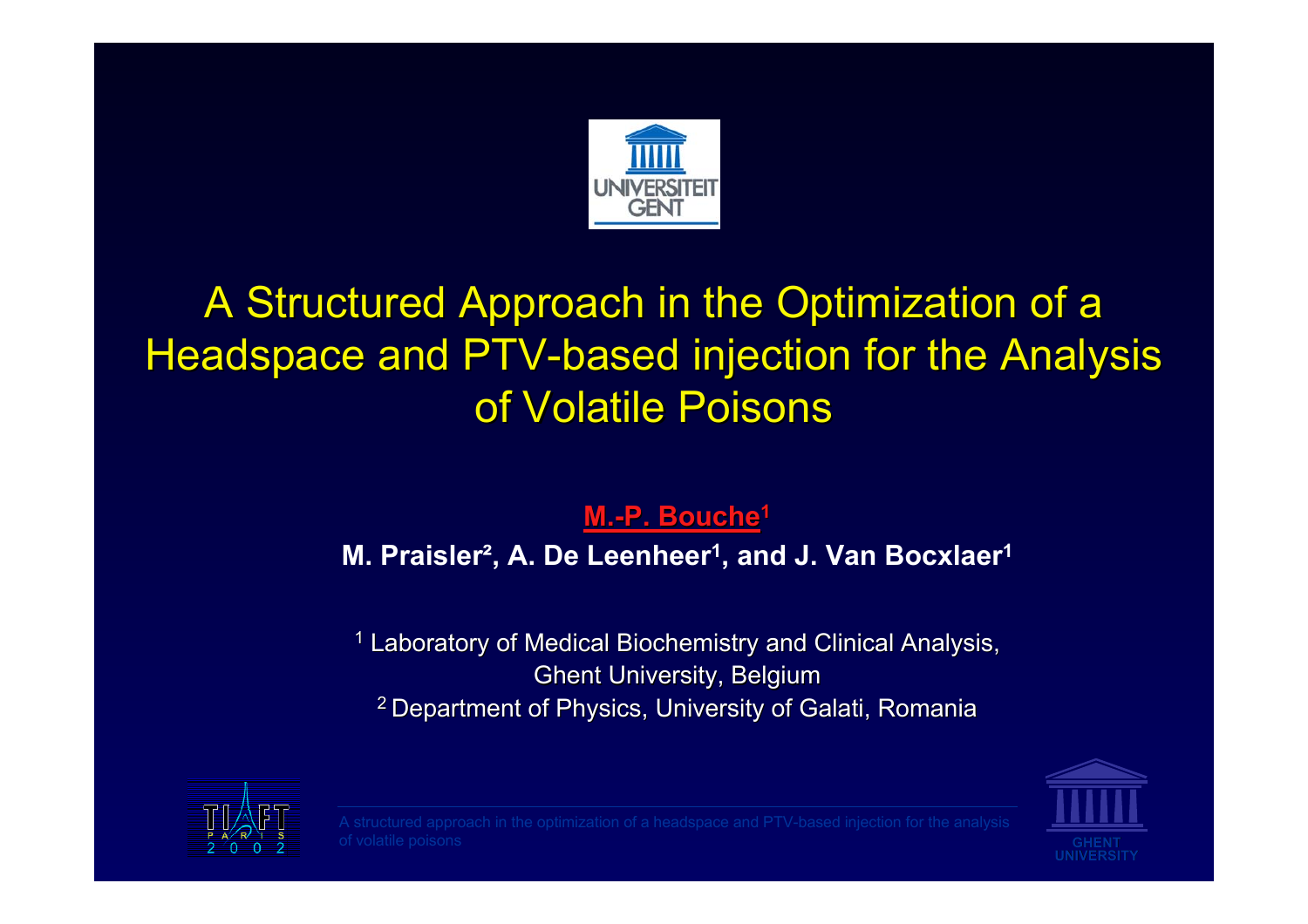# A Structured Approach in the Optimization of a Headspace and PTV-based injection for the Analysis of Volatile Poisons

**M.-P. Bouche[1]**

**M. Praisler[2], A. De Leenheer[1], and J. Van Bocxlaer[1]**

[1] Laboratory of Medical Biochemistry and Clinical Analysis, Ghent University, Belgium

[2] Department of Physics, University of Galati, Romania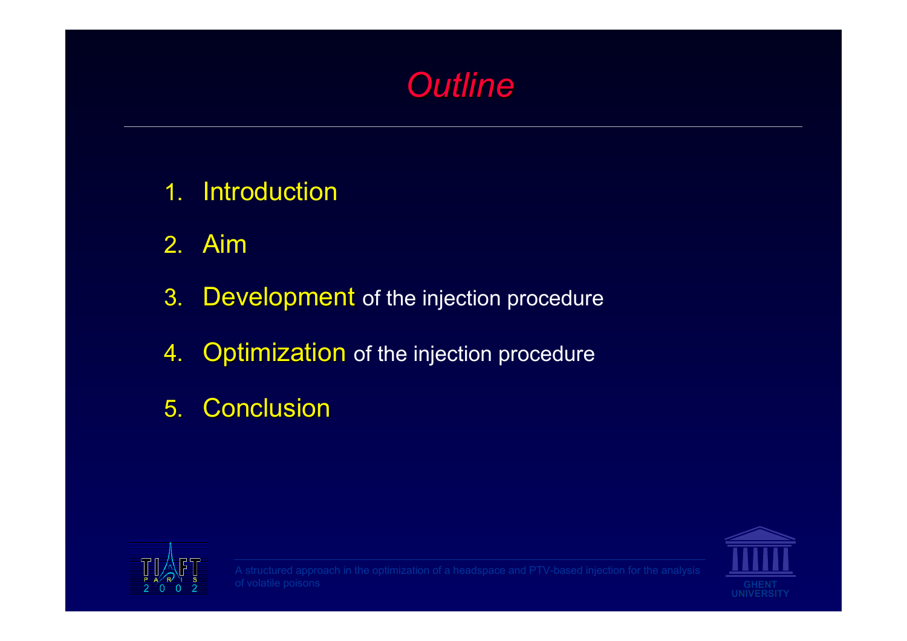# *Outline*

1. Introduction
2. Aim
3. Development of the injection procedure
4. Optimization of the injection procedure
5. Conclusion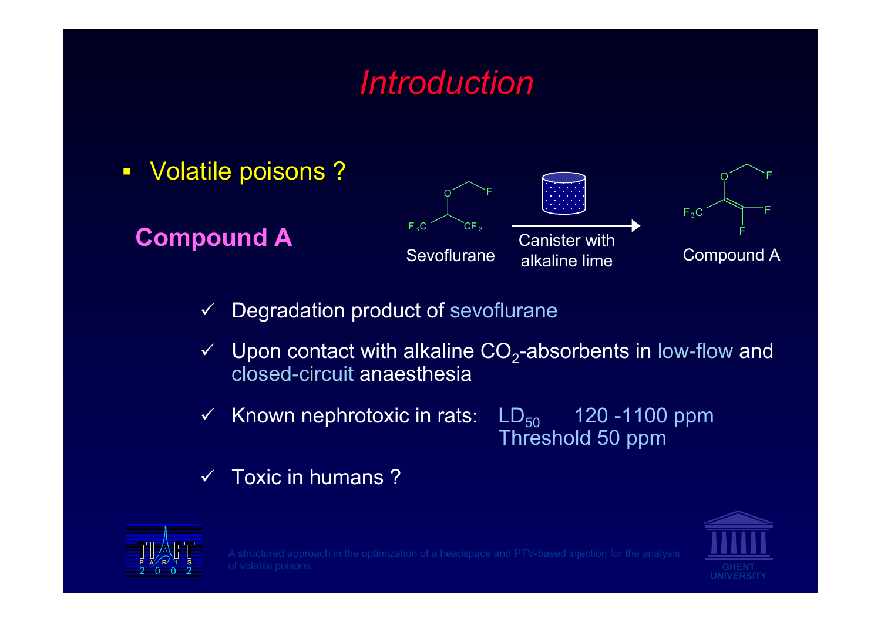# *Introduction*

- Volatile poisons ?

**Compound A**

Sevoflurane → Canister with alkaline lime → Compound A

- ✓ Degradation product of sevoflurane
- ✓ Upon contact with alkaline $CO_2$-absorbents in low-flow and closed-circuit anaesthesia
- ✓ Known nephrotoxic in rats: $LD_{50}$ 120 -1100 ppm
  Threshold 50 ppm
- ✓ Toxic in humans ?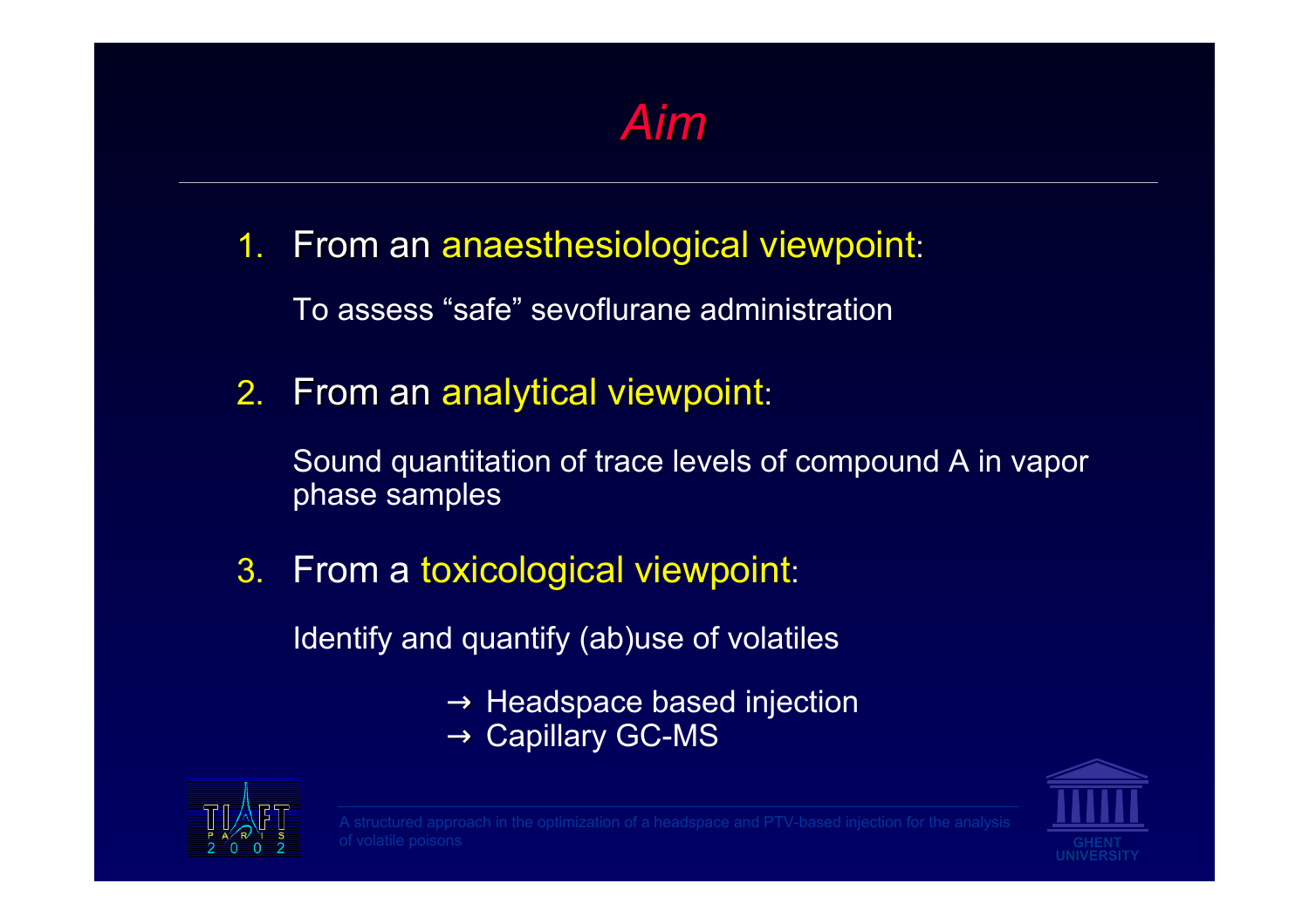# *Aim*

1. From an anaesthesiological viewpoint:

   To assess “safe” sevoflurane administration

2. From an analytical viewpoint:

   Sound quantitation of trace levels of compound A in vapor phase samples

3. From a toxicological viewpoint:

   Identify and quantify (ab)use of volatiles

→ Headspace based injection
→ Capillary GC-MS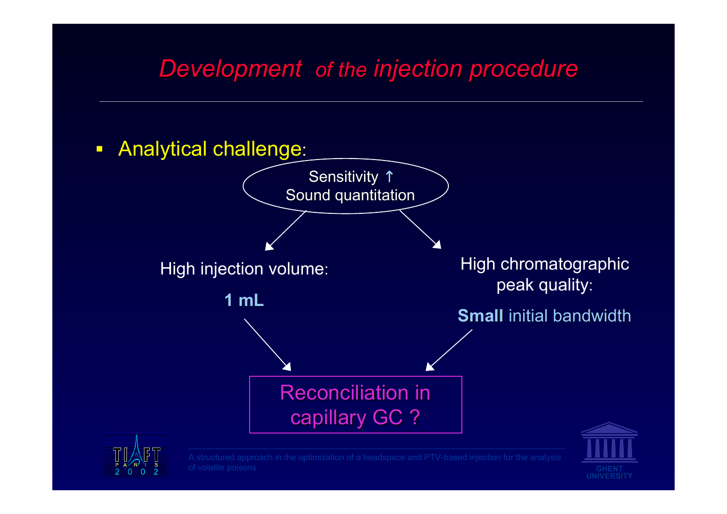# *Development of the injection procedure*

- Analytical challenge:

Sensitivity ↑
Sound quantitation

High injection volume:

**1 mL**

High chromatographic peak quality:

**Small** initial bandwidth

Reconciliation in capillary GC ?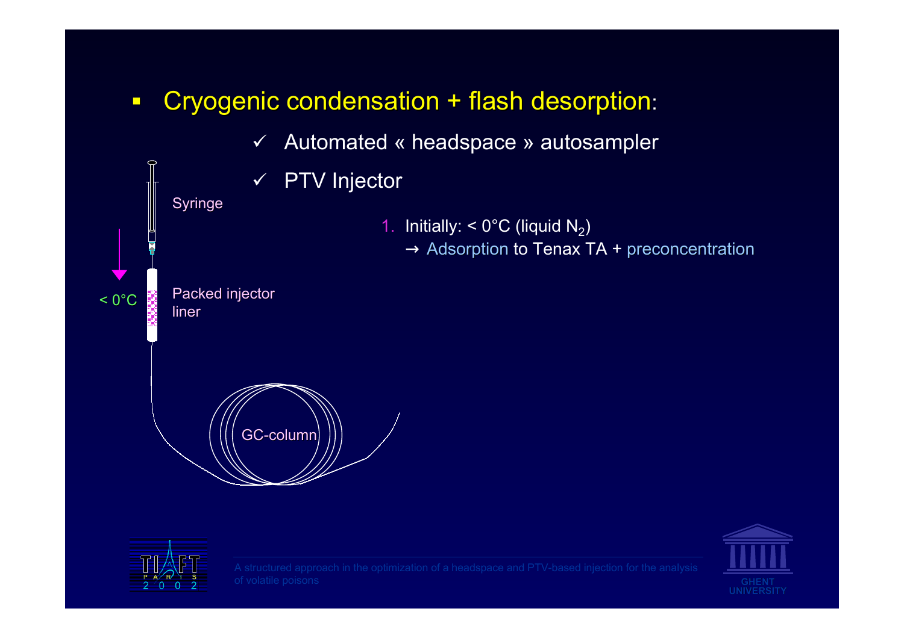- Cryogenic condensation + flash desorption:
  - ✓ Automated « headspace » autosampler
  - ✓ PTV Injector

Syringe

< 0°C

Packed injector liner

GC-column

1. Initially: < 0°C (liquid $N_2$)
   → Adsorption to Tenax TA + preconcentration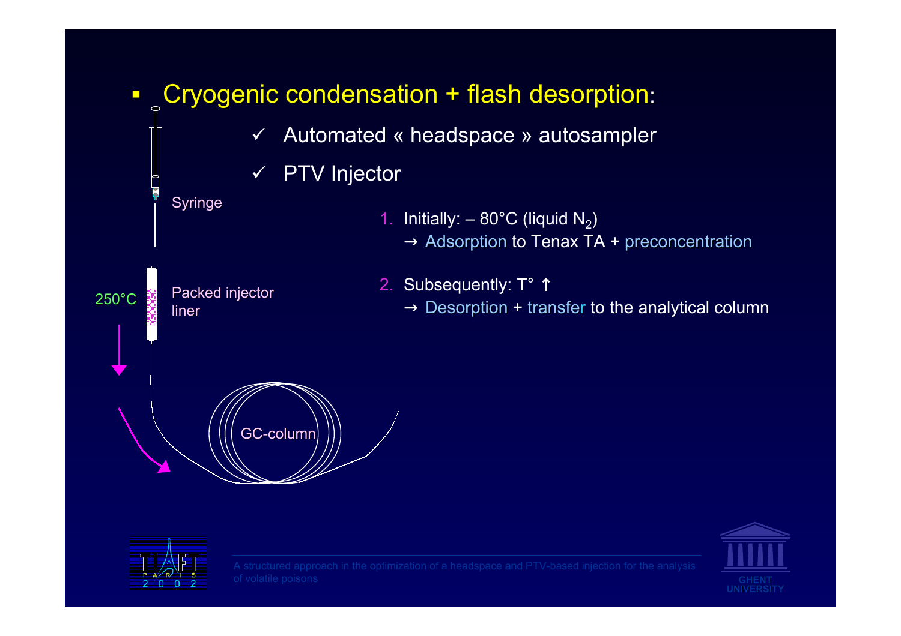- Cryogenic condensation + flash desorption:
  - ✓ Automated « headspace » autosampler
  - ✓ PTV Injector

Syringe

250°C

Packed injector liner

GC-column

1. Initially: – 80°C (liquid $N_2$)
   → Adsorption to Tenax TA + preconcentration
2. Subsequently: T° ↑
   → Desorption + transfer to the analytical column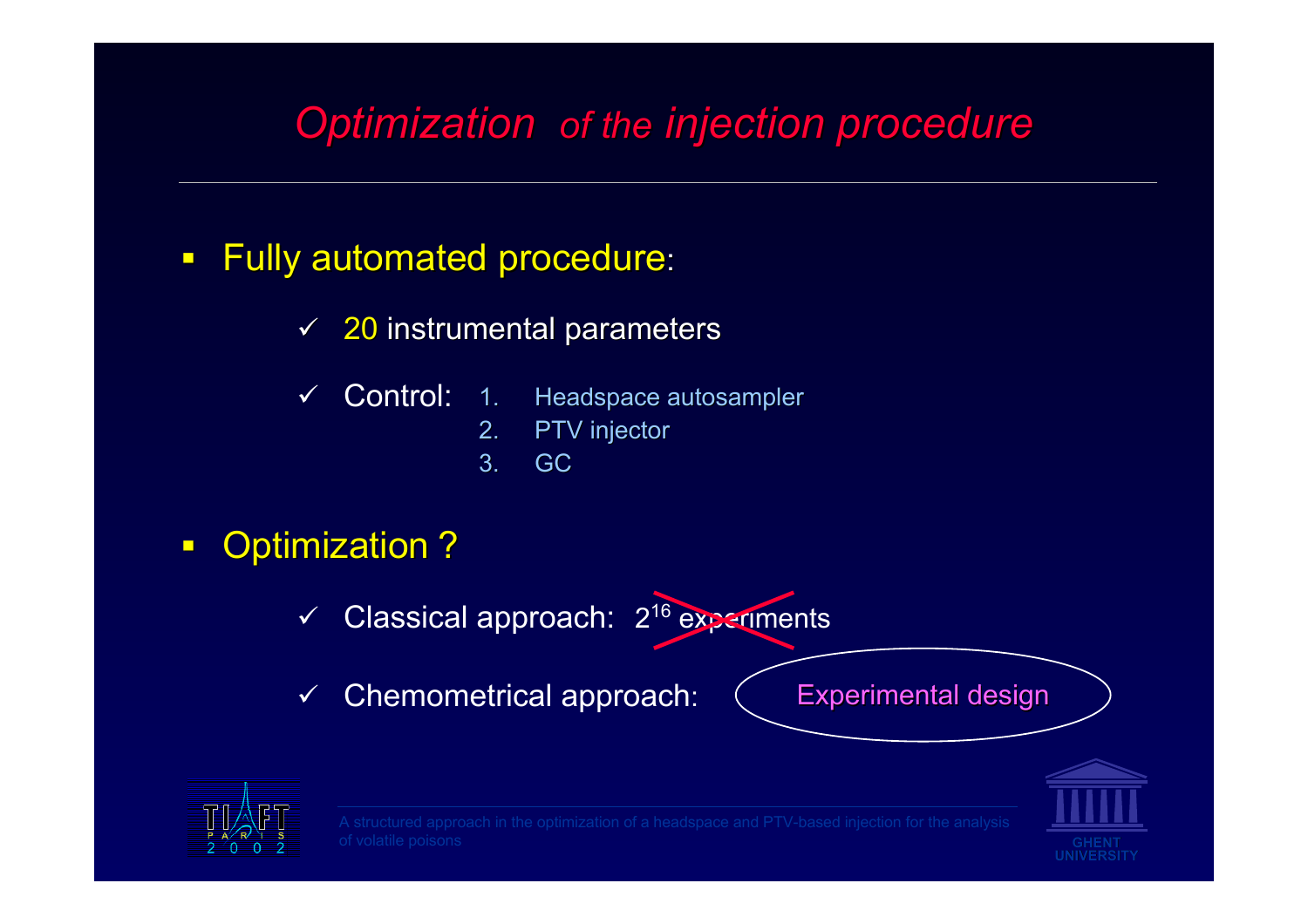# *Optimization of the injection procedure*

- Fully automated procedure:
  - ✓ 20 instrumental parameters
  - ✓ Control:
    1. Headspace autosampler
    2. PTV injector
    3. GC
- Optimization ?
  - ✓ Classical approach: $2^{16}$ experiments
  - ✓ Chemometrical approach: Experimental design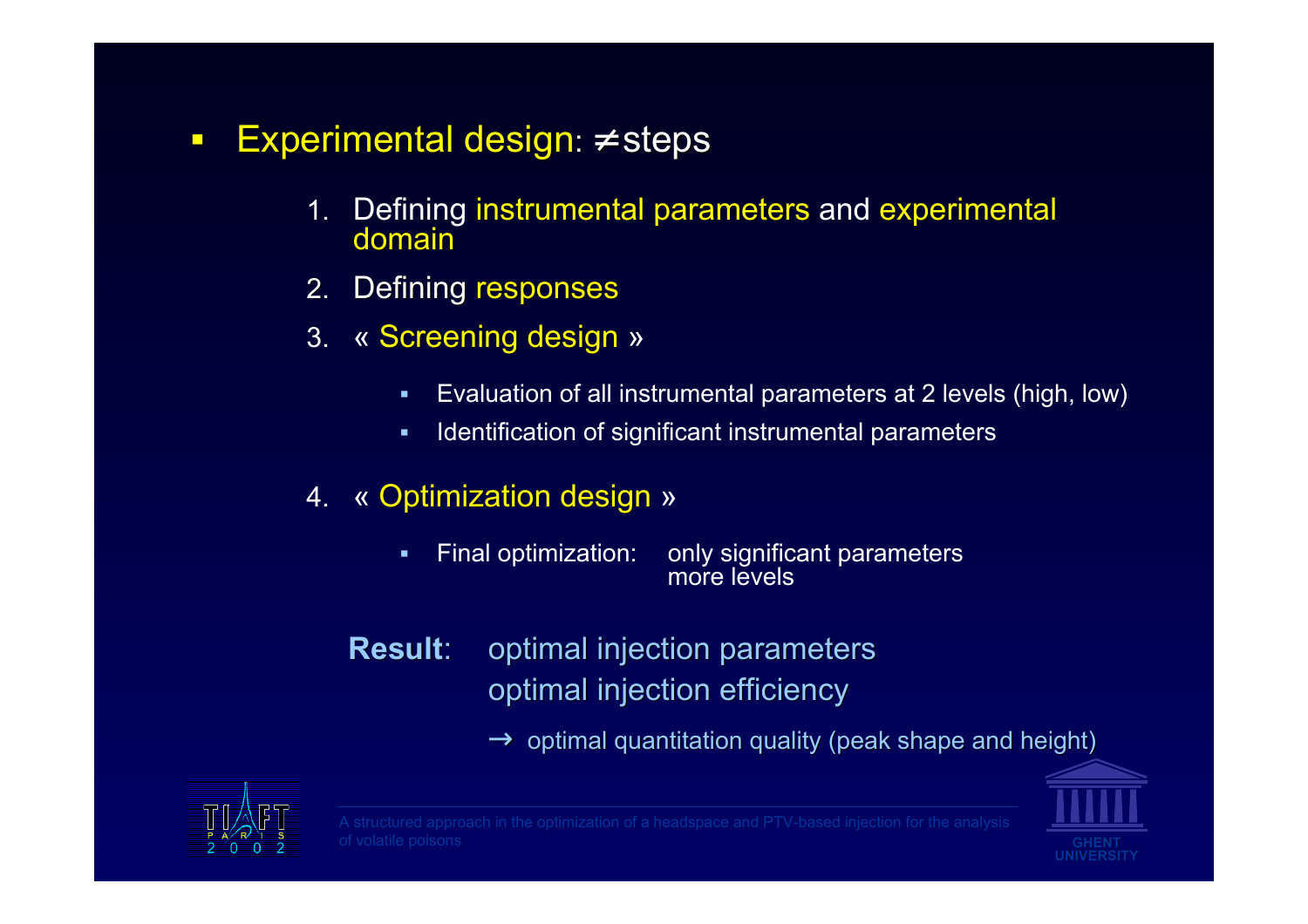- Experimental design: ≠steps

  1. Defining instrumental parameters and experimental domain
  2. Defining responses
  3. « Screening design »
     - Evaluation of all instrumental parameters at 2 levels (high, low)
     - Identification of significant instrumental parameters
  4. « Optimization design »
     - Final optimization: only significant parameters
       more levels

**Result**: optimal injection parameters
optimal injection efficiency

→ optimal quantitation quality (peak shape and height)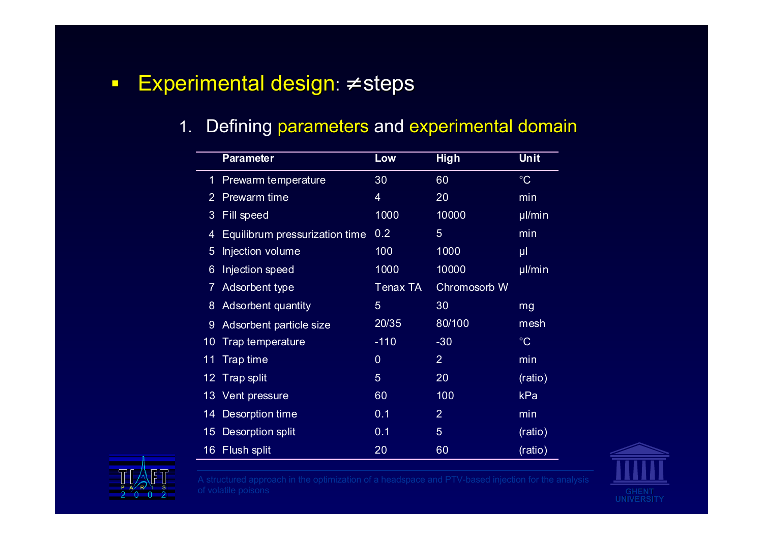- Experimental design: ≠steps

1. Defining parameters and experimental domain

| | Parameter | Low | High | Unit |
|---|---|---|---|---|
| 1 | Prewarm temperature | 30 | 60 | °C |
| 2 | Prewarm time | 4 | 20 | min |
| 3 | Fill speed | 1000 | 10000 | µl/min |
| 4 | Equilibrum pressurization time | 0.2 | 5 | min |
| 5 | Injection volume | 100 | 1000 | µl |
| 6 | Injection speed | 1000 | 10000 | µl/min |
| 7 | Adsorbent type | Tenax TA | Chromosorb W | |
| 8 | Adsorbent quantity | 5 | 30 | mg |
| 9 | Adsorbent particle size | 20/35 | 80/100 | mesh |
| 10 | Trap temperature | -110 | -30 | °C |
| 11 | Trap time | 0 | 2 | min |
| 12 | Trap split | 5 | 20 | (ratio) |
| 13 | Vent pressure | 60 | 100 | kPa |
| 14 | Desorption time | 0.1 | 2 | min |
| 15 | Desorption split | 0.1 | 5 | (ratio) |
| 16 | Flush split | 20 | 60 | (ratio) |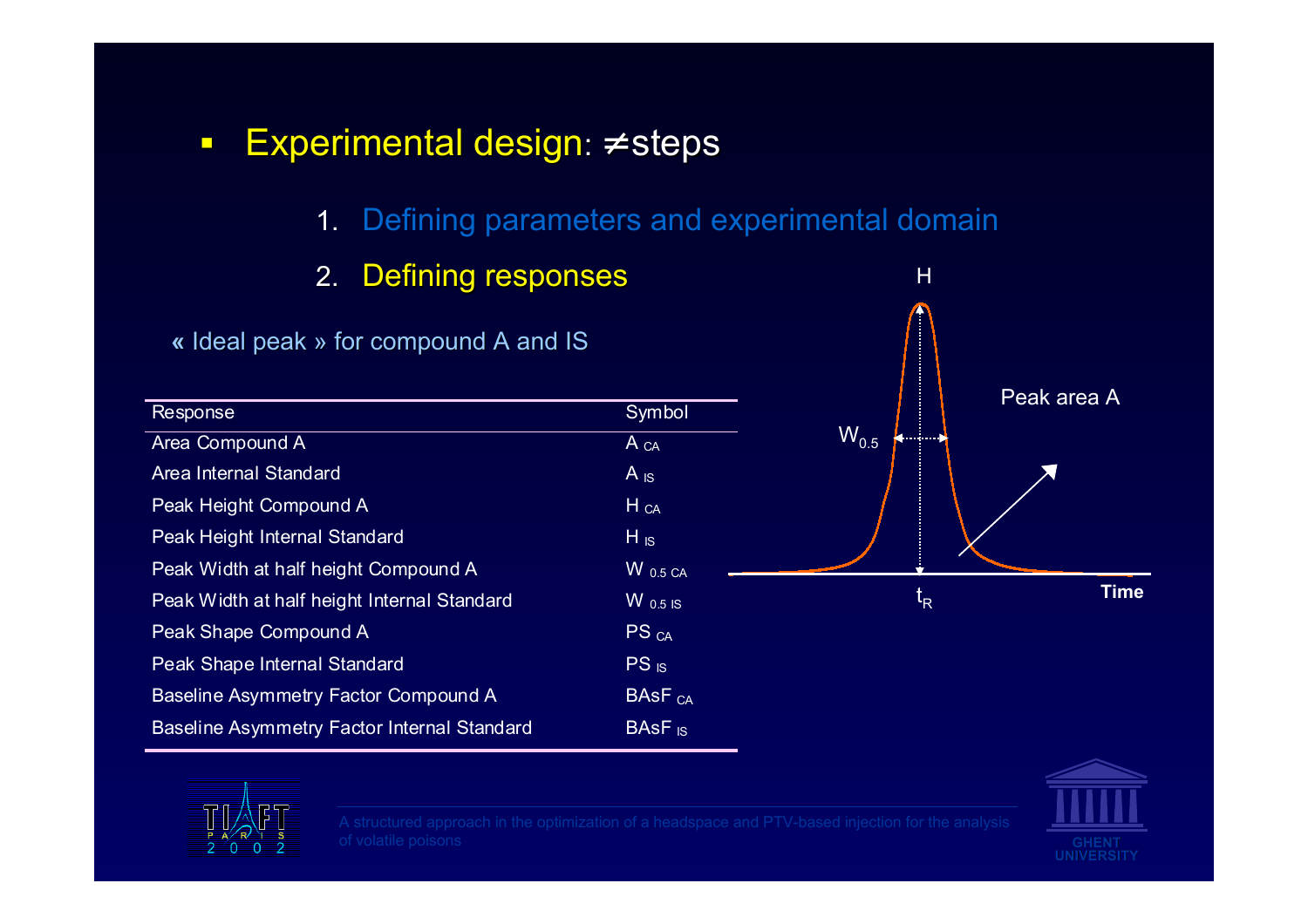- Experimental design: ≠steps

  1. Defining parameters and experimental domain
  2. Defining responses

« Ideal peak » for compound A and IS

| Response | Symbol |
|---|---|
| Area Compound A | $A_{CA}$ |
| Area Internal Standard | $A_{IS}$ |
| Peak Height Compound A | $H_{CA}$ |
| Peak Height Internal Standard | $H_{IS}$ |
| Peak Width at half height Compound A | $W_{0.5\ CA}$ |
| Peak Width at half height Internal Standard | $W_{0.5\ IS}$ |
| Peak Shape Compound A | $PS_{CA}$ |
| Peak Shape Internal Standard | $PS_{IS}$ |
| Baseline Asymmetry Factor Compound A | $BAsF_{CA}$ |
| Baseline Asymmetry Factor Internal Standard | $BAsF_{IS}$ |

H

$W_{0.5}$

Peak area A

$t_R$

Time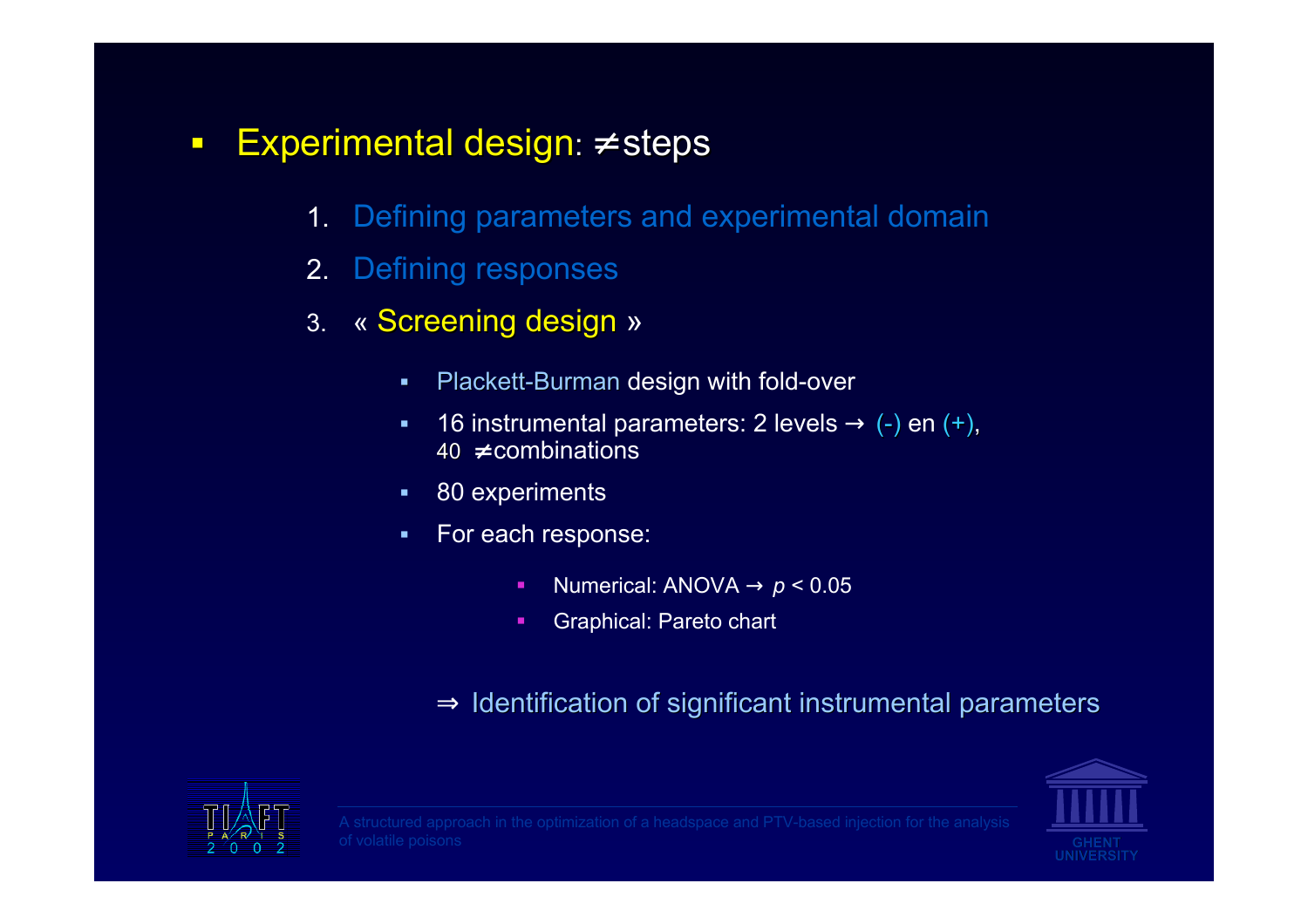- Experimental design: ≠steps

  1. Defining parameters and experimental domain
  2. Defining responses
  3. « Screening design »

     - Plackett-Burman design with fold-over
     - 16 instrumental parameters: 2 levels → (-) en (+), 40 ≠combinations
     - 80 experiments
     - For each response:
       - Numerical: ANOVA → $p < 0.05$
       - Graphical: Pareto chart

⇒ Identification of significant instrumental parameters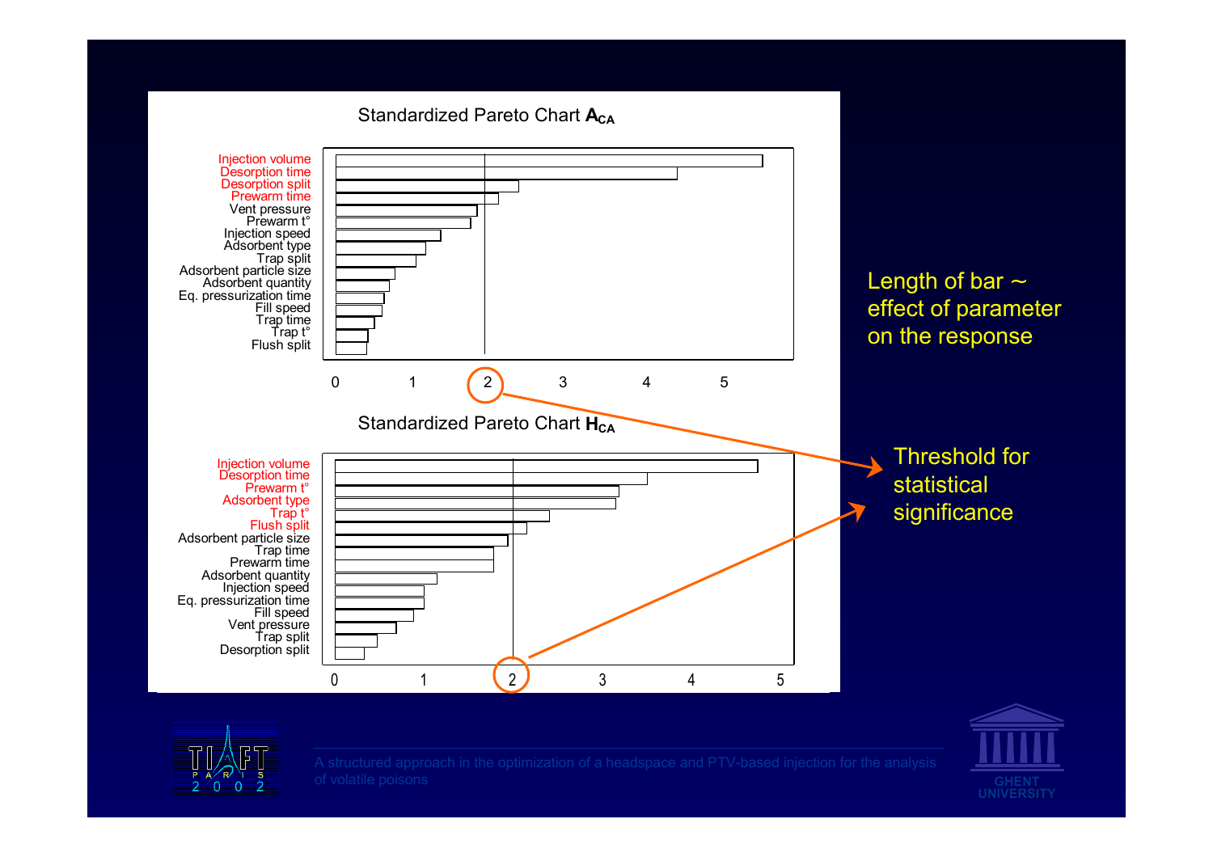Standardized Pareto Chart $A_{CA}$

Injection volume
Desorption time
Desorption split
Prewarm time
Vent pressure
Prewarm t°
Injection speed
Adsorbent type
Trap split
Adsorbent particle size
Adsorbent quantity
Eq. pressurization time
Fill speed
Trap time
Trap t°
Flush split

0 1 2 3 4 5

Standardized Pareto Chart $H_{CA}$

Injection volume
Desorption time
Prewarm t°
Adsorbent type
Trap t°
Flush split
Adsorbent particle size
Trap time
Prewarm time
Adsorbent quantity
Injection speed
Eq. pressurization time
Fill speed
Vent pressure
Trap split
Desorption split

0 1 2 3 4 5

Length of bar ~ effect of parameter on the response

Threshold for statistical significance

A structured approach in the optimization of a headspace and PTV-based injection for the analysis of volatile poisons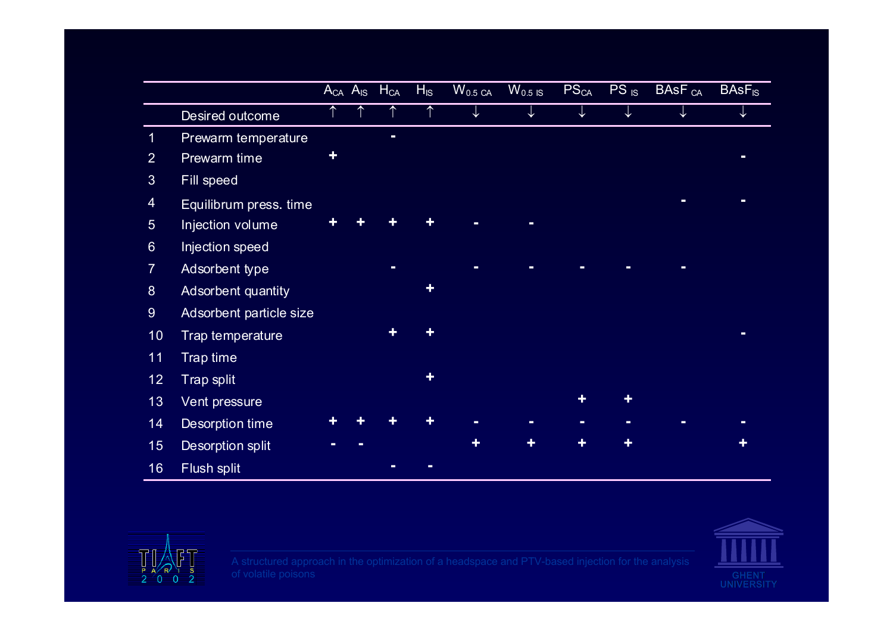| | | $A_{CA}$ | $A_{IS}$ | $H_{CA}$ | $H_{IS}$ | $W_{0.5\ CA}$ | $W_{0.5\ IS}$ | $PS_{CA}$ | $PS_{IS}$ | $BAsF_{CA}$ | $BAsF_{IS}$ |
|---|---|---|---|---|---|---|---|---|---|---|---|
| | Desired outcome | ↑ | ↑ | ↑ | ↑ | ↓ | ↓ | ↓ | ↓ | ↓ | ↓ |
| 1 | Prewarm temperature | | | - | | | | | | | |
| 2 | Prewarm time | + | | | | | | | | | - |
| 3 | Fill speed | | | | | | | | | | |
| 4 | Equilibrum press. time | | | | | | | | | - | - |
| 5 | Injection volume | + | + | + | + | - | - | | | | |
| 6 | Injection speed | | | | | | | | | | |
| 7 | Adsorbent type | | | - | | - | - | - | - | - | |
| 8 | Adsorbent quantity | | | | + | | | | | | |
| 9 | Adsorbent particle size | | | | | | | | | | |
| 10 | Trap temperature | | | + | + | | | | | | - |
| 11 | Trap time | | | | | | | | | | |
| 12 | Trap split | | | | + | | | | | | |
| 13 | Vent pressure | | | | | | | + | + | | |
| 14 | Desorption time | + | + | + | + | - | - | - | - | - | - |
| 15 | Desorption split | - | - | | | + | + | + | + | | + |
| 16 | Flush split | | | - | - | | | | | | |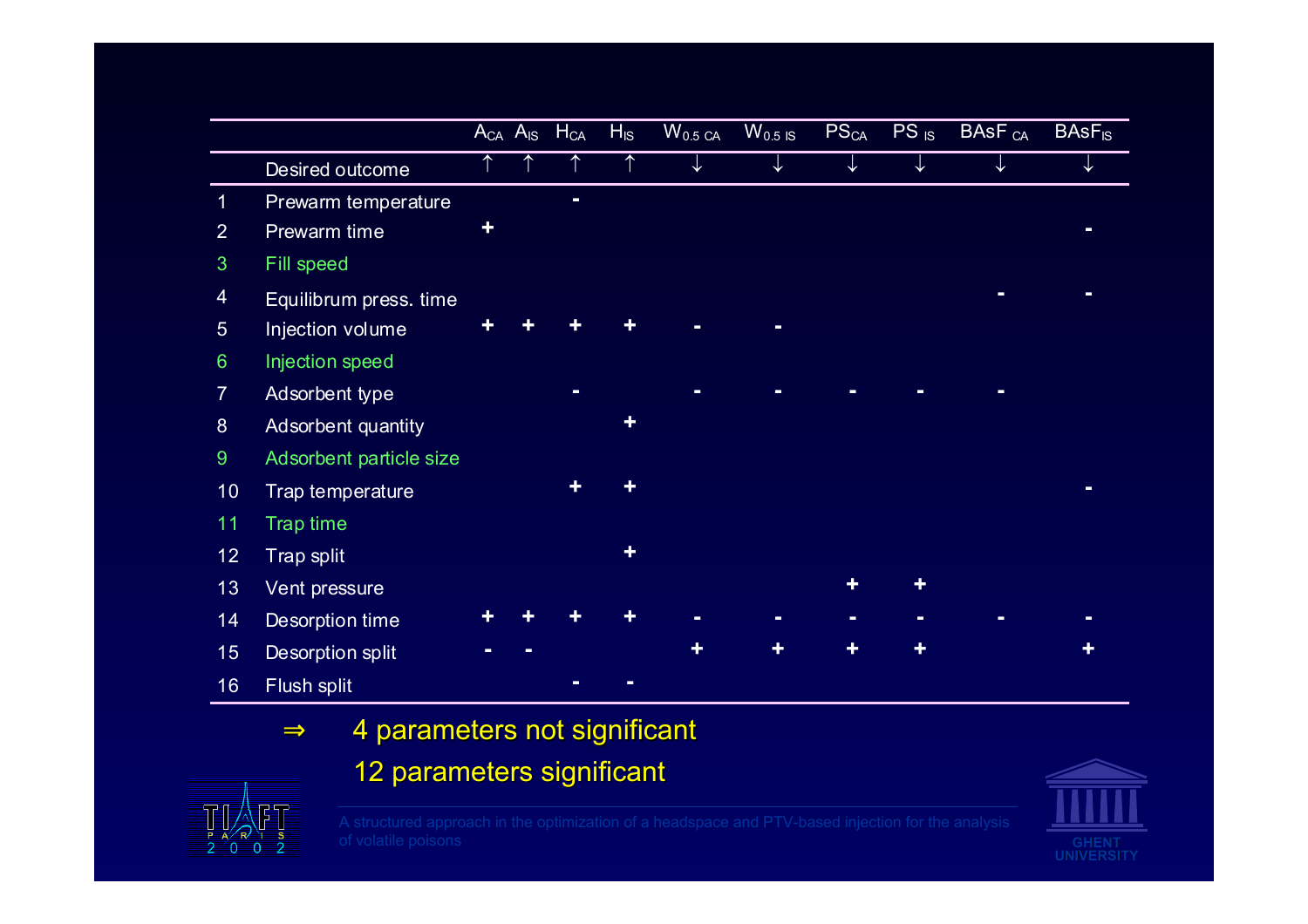| | | $A_{CA}$ | $A_{IS}$ | $H_{CA}$ | $H_{IS}$ | $W_{0.5\ CA}$ | $W_{0.5\ IS}$ | $PS_{CA}$ | $PS_{IS}$ | $BAsF_{CA}$ | $BAsF_{IS}$ |
|---|---|---|---|---|---|---|---|---|---|---|---|
| | Desired outcome | ↑ | ↑ | ↑ | ↑ | ↓ | ↓ | ↓ | ↓ | ↓ | ↓ |
| 1 | Prewarm temperature | | | - | | | | | | | |
| 2 | Prewarm time | + | | | | | | | | | - |
| 3 | Fill speed | | | | | | | | | | |
| 4 | Equilibrum press. time | | | | | | | | | - | - |
| 5 | Injection volume | + | + | + | + | - | - | | | | |
| 6 | Injection speed | | | | | | | | | | |
| 7 | Adsorbent type | | | - | | - | - | - | - | - | |
| 8 | Adsorbent quantity | | | | + | | | | | | |
| 9 | Adsorbent particle size | | | | | | | | | | |
| 10 | Trap temperature | | | + | + | | | | | | - |
| 11 | Trap time | | | | | | | | | | |
| 12 | Trap split | | | | + | | | | | | |
| 13 | Vent pressure | | | | | | | + | + | | |
| 14 | Desorption time | + | + | + | + | - | - | - | - | - | - |
| 15 | Desorption split | - | - | | | + | + | + | + | | + |
| 16 | Flush split | | | - | - | | | | | | |

⇒ 4 parameters not significant

12 parameters significant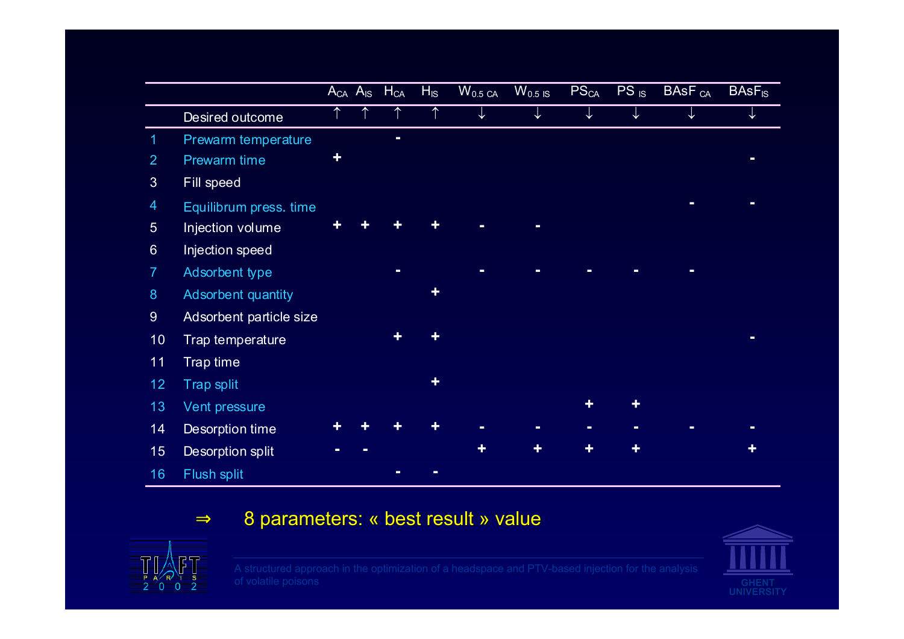| | | $A_{CA}$ | $A_{IS}$ | $H_{CA}$ | $H_{IS}$ | $W_{0.5\ CA}$ | $W_{0.5\ IS}$ | $PS_{CA}$ | $PS_{IS}$ | $BAsF_{CA}$ | $BAsF_{IS}$ |
|---|---|---|---|---|---|---|---|---|---|---|---|
| | Desired outcome | ↑ | ↑ | ↑ | ↑ | ↓ | ↓ | ↓ | ↓ | ↓ | ↓ |
| 1 | Prewarm temperature | | | - | | | | | | | |
| 2 | Prewarm time | + | | | | | | | | | - |
| 3 | Fill speed | | | | | | | | | | |
| 4 | Equilibrum press. time | | | | | | | | | - | - |
| 5 | Injection volume | + | + | + | + | - | - | | | | |
| 6 | Injection speed | | | | | | | | | | |
| 7 | Adsorbent type | | | - | | - | - | - | - | - | |
| 8 | Adsorbent quantity | | | | + | | | | | | |
| 9 | Adsorbent particle size | | | | | | | | | | |
| 10 | Trap temperature | | | + | + | | | | | | - |
| 11 | Trap time | | | | | | | | | | |
| 12 | Trap split | | | | + | | | | | | |
| 13 | Vent pressure | | | | | | | + | + | | |
| 14 | Desorption time | + | + | + | + | - | - | - | - | - | - |
| 15 | Desorption split | - | - | | | + | + | + | + | | + |
| 16 | Flush split | | | - | - | | | | | | |

⇒ 8 parameters: « best result » value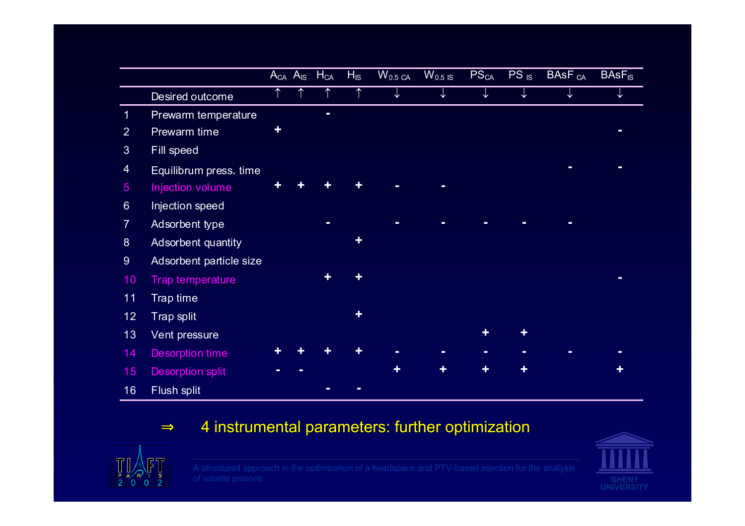| | | $A_{CA}$ | $A_{IS}$ | $H_{CA}$ | $H_{IS}$ | $W_{0.5\ CA}$ | $W_{0.5\ IS}$ | $PS_{CA}$ | $PS_{IS}$ | $BAsF_{CA}$ | $BAsF_{IS}$ |
|---|---|---|---|---|---|---|---|---|---|---|---|
| | Desired outcome | ↑ | ↑ | ↑ | ↑ | ↓ | ↓ | ↓ | ↓ | ↓ | ↓ |
| 1 | Prewarm temperature | | | - | | | | | | | |
| 2 | Prewarm time | + | | | | | | | | | - |
| 3 | Fill speed | | | | | | | | | | |
| 4 | Equilibrum press. time | | | | | | | | | - | - |
| 5 | Injection volume | + | + | + | + | - | - | | | | |
| 6 | Injection speed | | | | | | | | | | |
| 7 | Adsorbent type | | | - | | - | - | - | - | - | |
| 8 | Adsorbent quantity | | | | + | | | | | | |
| 9 | Adsorbent particle size | | | | | | | | | | |
| 10 | Trap temperature | | | + | + | | | | | | - |
| 11 | Trap time | | | | | | | | | | |
| 12 | Trap split | | | | + | | | | | | |
| 13 | Vent pressure | | | | | | | + | + | | |
| 14 | Desorption time | + | + | + | + | - | - | - | - | - | - |
| 15 | Desorption split | - | - | | | + | + | + | + | | + |
| 16 | Flush split | | | - | - | | | | | | |

⇒ 4 instrumental parameters: further optimization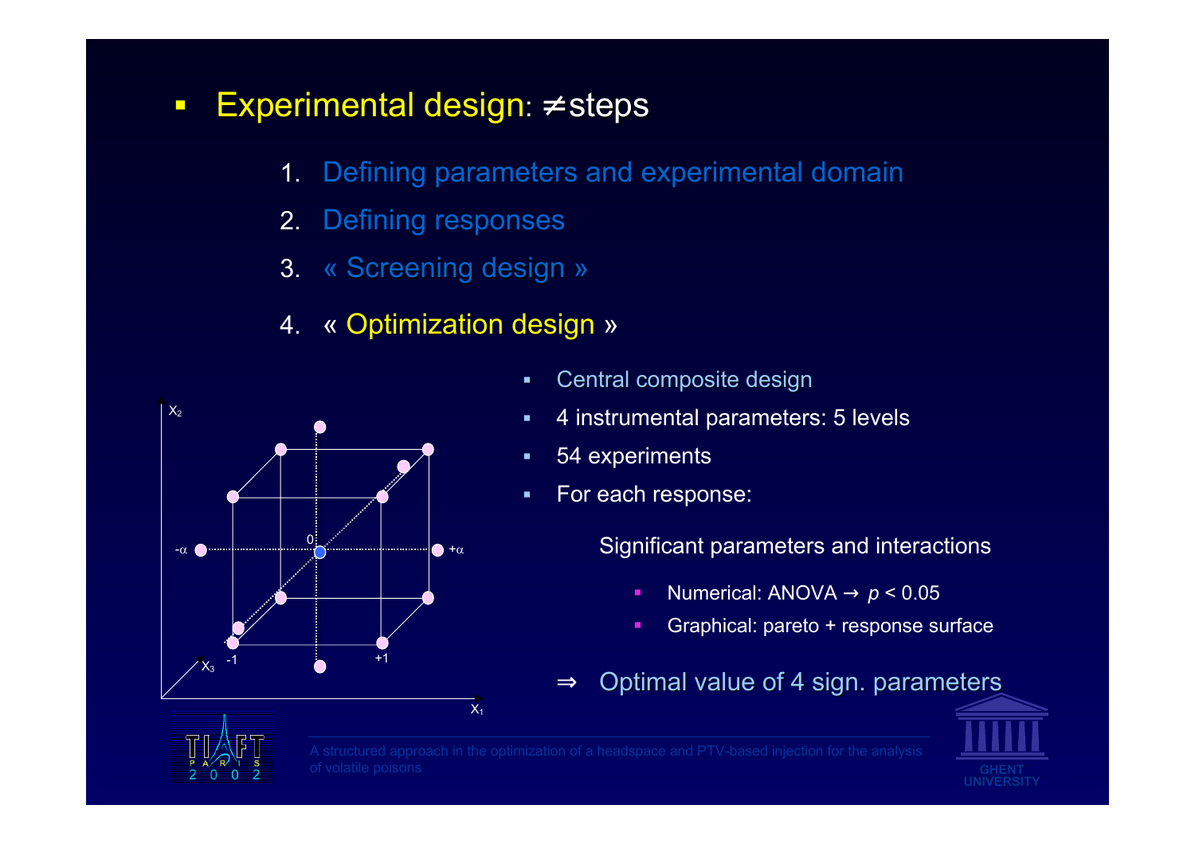- Experimental design: ≠steps

1. Defining parameters and experimental domain
2. Defining responses
3. « Screening design »
4. « Optimization design »

X2

-α

0

+α

X3

-1

+1

X1

- Central composite design
- 4 instrumental parameters: 5 levels
- 54 experiments
- For each response:

  Significant parameters and interactions

  - Numerical: ANOVA → $p < 0.05$
  - Graphical: pareto + response surface

⇒ Optimal value of 4 sign. parameters

A structured approach in the optimization of a headspace and PTV-based injection for the analysis of volatile poisons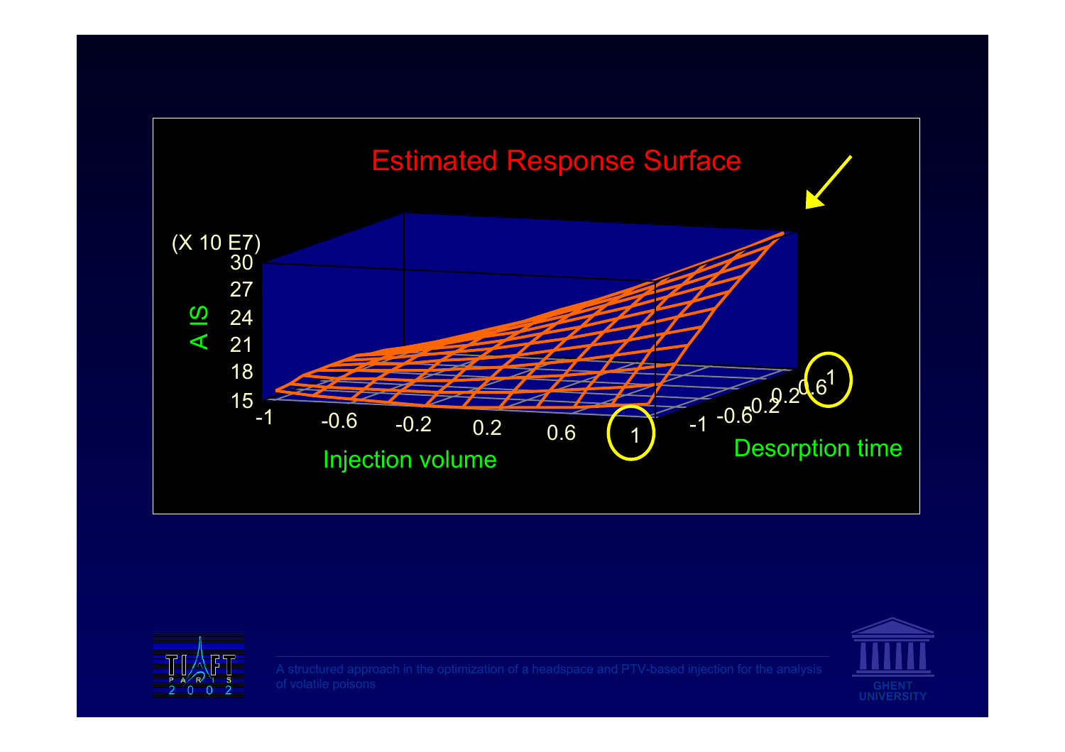# Estimated Response Surface

(X 10 E7)

A IS

30
27
24
21
18
15

-1 -0.6 -0.2 0.2 0.6 1

Injection volume

-1 -0.6 -0.2 0.2 0.6 1

Desorption time

A structured approach in the optimization of a headspace and PTV-based injection for the analysis of volatile poisons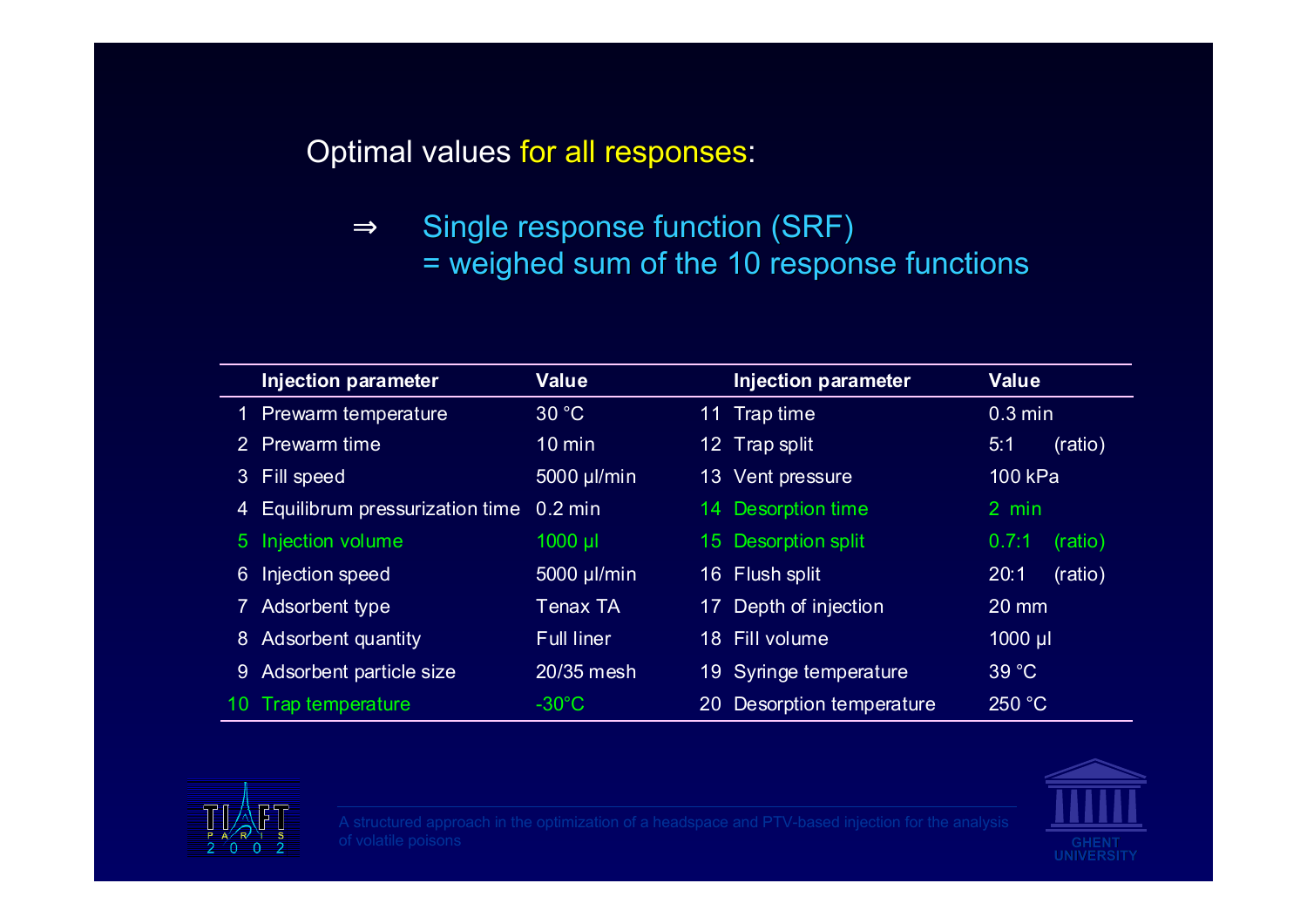Optimal values for all responses:

⇒ Single response function (SRF)
= weighed sum of the 10 response functions

| | Injection parameter | Value | | Injection parameter | Value |
|---|---|---|---|---|---|
| 1 | Prewarm temperature | 30 °C | 11 | Trap time | 0.3 min |
| 2 | Prewarm time | 10 min | 12 | Trap split | 5:1 (ratio) |
| 3 | Fill speed | 5000 µl/min | 13 | Vent pressure | 100 kPa |
| 4 | Equilibrum pressurization time | 0.2 min | 14 | Desorption time | 2 min |
| 5 | Injection volume | 1000 µl | 15 | Desorption split | 0.7:1 (ratio) |
| 6 | Injection speed | 5000 µl/min | 16 | Flush split | 20:1 (ratio) |
| 7 | Adsorbent type | Tenax TA | 17 | Depth of injection | 20 mm |
| 8 | Adsorbent quantity | Full liner | 18 | Fill volume | 1000 µl |
| 9 | Adsorbent particle size | 20/35 mesh | 19 | Syringe temperature | 39 °C |
| 10 | Trap temperature | -30°C | 20 | Desorption temperature | 250 °C |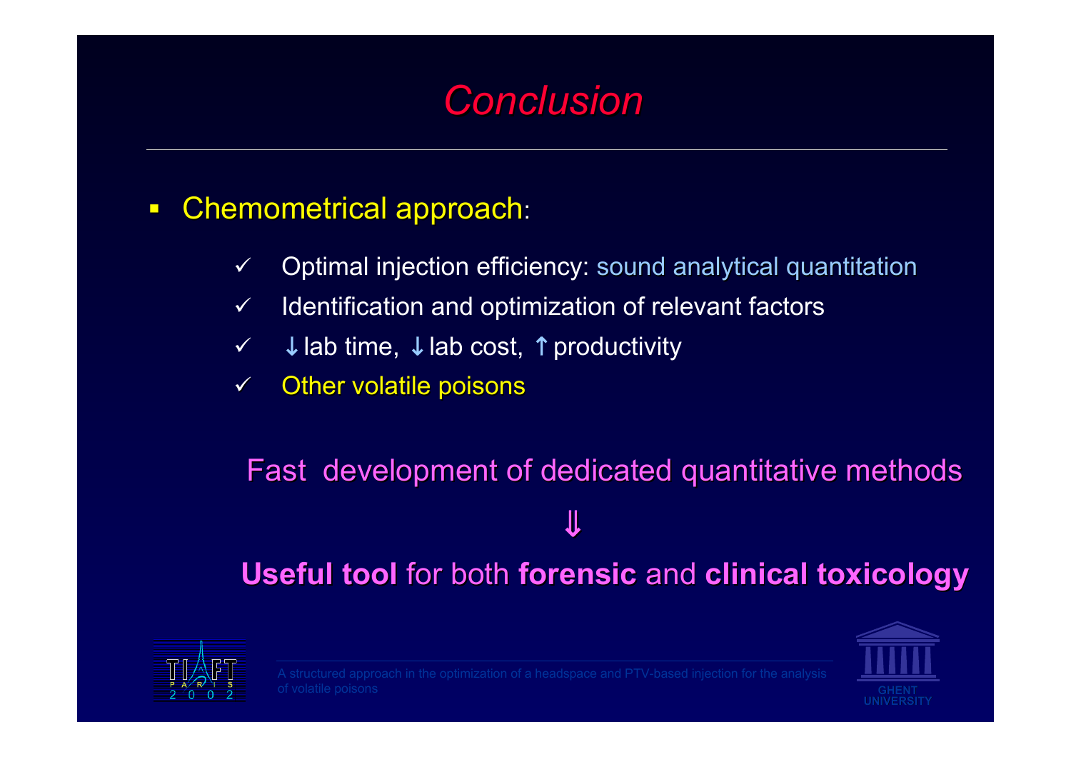# Conclusion

- Chemometrical approach:
  - ✓ Optimal injection efficiency: sound analytical quantitation
  - ✓ Identification and optimization of relevant factors
  - ✓ ↓lab time, ↓lab cost, ↑productivity
  - ✓ Other volatile poisons

Fast development of dedicated quantitative methods

⇓

**Useful tool** for both **forensic** and **clinical toxicology**